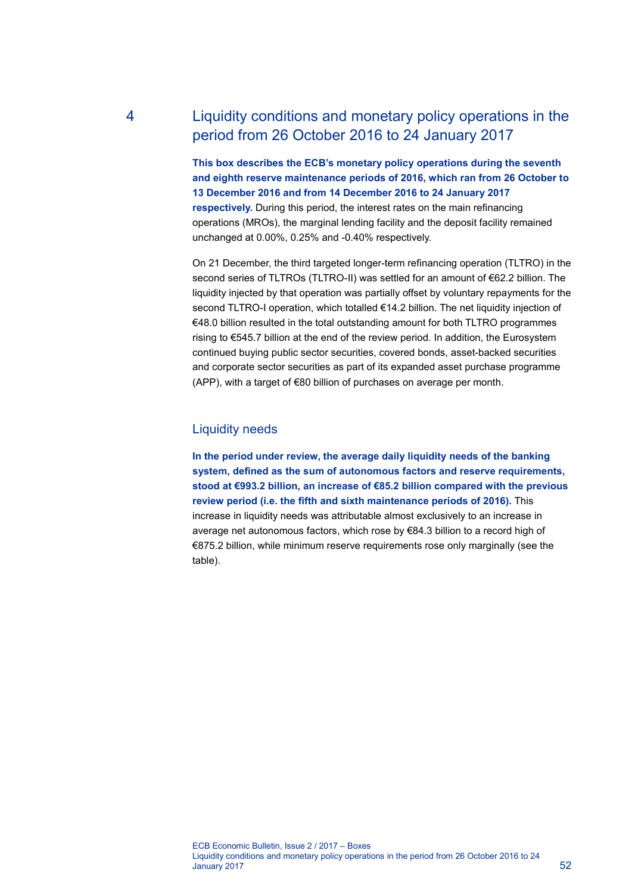# 4 Liquidity conditions and monetary policy operations in the period from 26 October 2016 to 24 January 2017

**This box describes the ECB's monetary policy operations during the seventh and eighth reserve maintenance periods of 2016, which ran from 26 October to 13 December 2016 and from 14 December 2016 to 24 January 2017 respectively.** During this period, the interest rates on the main refinancing operations (MROs), the marginal lending facility and the deposit facility remained unchanged at 0.00%, 0.25% and -0.40% respectively.

On 21 December, the third targeted longer-term refinancing operation (TLTRO) in the second series of TLTROs (TLTRO-II) was settled for an amount of €62.2 billion. The liquidity injected by that operation was partially offset by voluntary repayments for the second TLTRO-I operation, which totalled €14.2 billion. The net liquidity injection of €48.0 billion resulted in the total outstanding amount for both TLTRO programmes rising to €545.7 billion at the end of the review period. In addition, the Eurosystem continued buying public sector securities, covered bonds, asset-backed securities and corporate sector securities as part of its expanded asset purchase programme (APP), with a target of €80 billion of purchases on average per month.

## Liquidity needs

**In the period under review, the average daily liquidity needs of the banking system, defined as the sum of autonomous factors and reserve requirements, stood at €993.2 billion, an increase of €85.2 billion compared with the previous review period (i.e. the fifth and sixth maintenance periods of 2016).** This increase in liquidity needs was attributable almost exclusively to an increase in average net autonomous factors, which rose by €84.3 billion to a record high of €875.2 billion, while minimum reserve requirements rose only marginally (see the table).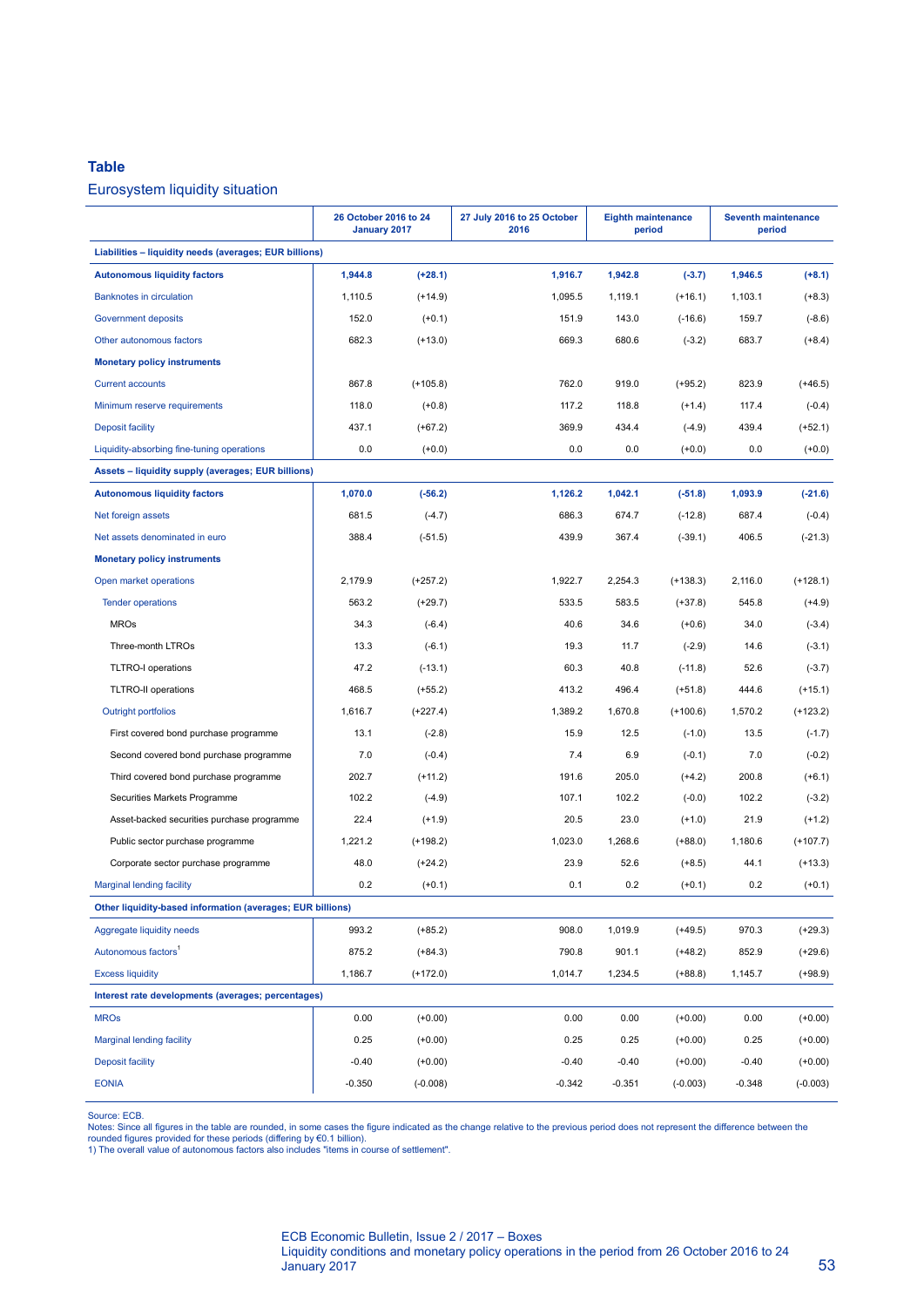**Table**

Eurosystem liquidity situation

| | 26 October 2016 to 24 January 2017 | | 27 July 2016 to 25 October 2016 | Eighth maintenance period | | Seventh maintenance period | |
|---|---|---|---|---|---|---|---|
| **Liabilities – liquidity needs (averages; EUR billions)** | | | | | | | |
| **Autonomous liquidity factors** | **1,944.8** | **(+28.1)** | **1,916.7** | **1,942.8** | **(-3.7)** | **1,946.5** | **(+8.1)** |
| Banknotes in circulation | 1,110.5 | (+14.9) | 1,095.5 | 1,119.1 | (+16.1) | 1,103.1 | (+8.3) |
| Government deposits | 152.0 | (+0.1) | 151.9 | 143.0 | (-16.6) | 159.7 | (-8.6) |
| Other autonomous factors | 682.3 | (+13.0) | 669.3 | 680.6 | (-3.2) | 683.7 | (+8.4) |
| **Monetary policy instruments** | | | | | | | |
| Current accounts | 867.8 | (+105.8) | 762.0 | 919.0 | (+95.2) | 823.9 | (+46.5) |
| Minimum reserve requirements | 118.0 | (+0.8) | 117.2 | 118.8 | (+1.4) | 117.4 | (-0.4) |
| Deposit facility | 437.1 | (+67.2) | 369.9 | 434.4 | (-4.9) | 439.4 | (+52.1) |
| Liquidity-absorbing fine-tuning operations | 0.0 | (+0.0) | 0.0 | 0.0 | (+0.0) | 0.0 | (+0.0) |
| **Assets – liquidity supply (averages; EUR billions)** | | | | | | | |
| **Autonomous liquidity factors** | **1,070.0** | **(-56.2)** | **1,126.2** | **1,042.1** | **(-51.8)** | **1,093.9** | **(-21.6)** |
| Net foreign assets | 681.5 | (-4.7) | 686.3 | 674.7 | (-12.8) | 687.4 | (-0.4) |
| Net assets denominated in euro | 388.4 | (-51.5) | 439.9 | 367.4 | (-39.1) | 406.5 | (-21.3) |
| **Monetary policy instruments** | | | | | | | |
| Open market operations | 2,179.9 | (+257.2) | 1,922.7 | 2,254.3 | (+138.3) | 2,116.0 | (+128.1) |
| Tender operations | 563.2 | (+29.7) | 533.5 | 583.5 | (+37.8) | 545.8 | (+4.9) |
| MROs | 34.3 | (-6.4) | 40.6 | 34.6 | (+0.6) | 34.0 | (-3.4) |
| Three-month LTROs | 13.3 | (-6.1) | 19.3 | 11.7 | (-2.9) | 14.6 | (-3.1) |
| TLTRO-I operations | 47.2 | (-13.1) | 60.3 | 40.8 | (-11.8) | 52.6 | (-3.7) |
| TLTRO-II operations | 468.5 | (+55.2) | 413.2 | 496.4 | (+51.8) | 444.6 | (+15.1) |
| Outright portfolios | 1,616.7 | (+227.4) | 1,389.2 | 1,670.8 | (+100.6) | 1,570.2 | (+123.2) |
| First covered bond purchase programme | 13.1 | (-2.8) | 15.9 | 12.5 | (-1.0) | 13.5 | (-1.7) |
| Second covered bond purchase programme | 7.0 | (-0.4) | 7.4 | 6.9 | (-0.1) | 7.0 | (-0.2) |
| Third covered bond purchase programme | 202.7 | (+11.2) | 191.6 | 205.0 | (+4.2) | 200.8 | (+6.1) |
| Securities Markets Programme | 102.2 | (-4.9) | 107.1 | 102.2 | (-0.0) | 102.2 | (-3.2) |
| Asset-backed securities purchase programme | 22.4 | (+1.9) | 20.5 | 23.0 | (+1.0) | 21.9 | (+1.2) |
| Public sector purchase programme | 1,221.2 | (+198.2) | 1,023.0 | 1,268.6 | (+88.0) | 1,180.6 | (+107.7) |
| Corporate sector purchase programme | 48.0 | (+24.2) | 23.9 | 52.6 | (+8.5) | 44.1 | (+13.3) |
| Marginal lending facility | 0.2 | (+0.1) | 0.1 | 0.2 | (+0.1) | 0.2 | (+0.1) |
| **Other liquidity-based information (averages; EUR billions)** | | | | | | | |
| Aggregate liquidity needs | 993.2 | (+85.2) | 908.0 | 1,019.9 | (+49.5) | 970.3 | (+29.3) |
| Autonomous factors[1] | 875.2 | (+84.3) | 790.8 | 901.1 | (+48.2) | 852.9 | (+29.6) |
| Excess liquidity | 1,186.7 | (+172.0) | 1,014.7 | 1,234.5 | (+88.8) | 1,145.7 | (+98.9) |
| **Interest rate developments (averages; percentages)** | | | | | | | |
| MROs | 0.00 | (+0.00) | 0.00 | 0.00 | (+0.00) | 0.00 | (+0.00) |
| Marginal lending facility | 0.25 | (+0.00) | 0.25 | 0.25 | (+0.00) | 0.25 | (+0.00) |
| Deposit facility | -0.40 | (+0.00) | -0.40 | -0.40 | (+0.00) | -0.40 | (+0.00) |
| EONIA | -0.350 | (-0.008) | -0.342 | -0.351 | (-0.003) | -0.348 | (-0.003) |

Source: ECB.
Notes: Since all figures in the table are rounded, in some cases the figure indicated as the change relative to the previous period does not represent the difference between the rounded figures provided for these periods (differing by €0.1 billion).
1) The overall value of autonomous factors also includes "items in course of settlement".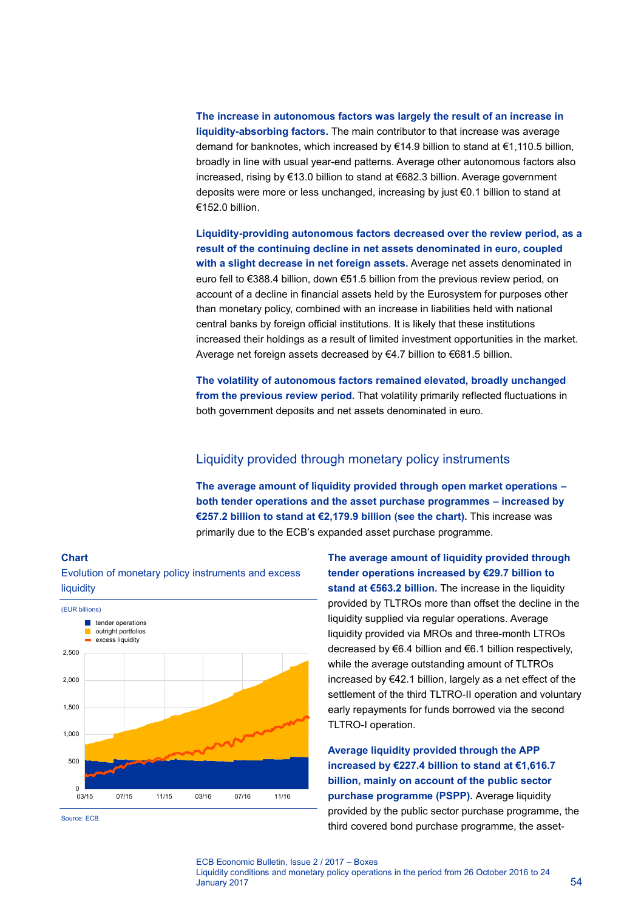**The increase in autonomous factors was largely the result of an increase in liquidity-absorbing factors.** The main contributor to that increase was average demand for banknotes, which increased by €14.9 billion to stand at €1,110.5 billion, broadly in line with usual year-end patterns. Average other autonomous factors also increased, rising by €13.0 billion to stand at €682.3 billion. Average government deposits were more or less unchanged, increasing by just €0.1 billion to stand at €152.0 billion.

**Liquidity-providing autonomous factors decreased over the review period, as a result of the continuing decline in net assets denominated in euro, coupled with a slight decrease in net foreign assets.** Average net assets denominated in euro fell to €388.4 billion, down €51.5 billion from the previous review period, on account of a decline in financial assets held by the Eurosystem for purposes other than monetary policy, combined with an increase in liabilities held with national central banks by foreign official institutions. It is likely that these institutions increased their holdings as a result of limited investment opportunities in the market. Average net foreign assets decreased by €4.7 billion to €681.5 billion.

**The volatility of autonomous factors remained elevated, broadly unchanged from the previous review period.** That volatility primarily reflected fluctuations in both government deposits and net assets denominated in euro.

## Liquidity provided through monetary policy instruments

**The average amount of liquidity provided through open market operations – both tender operations and the asset purchase programmes – increased by €257.2 billion to stand at €2,179.9 billion (see the chart).** This increase was primarily due to the ECB's expanded asset purchase programme.

**Chart**

Evolution of monetary policy instruments and excess liquidity

(EUR billions)

Source: ECB.

**The average amount of liquidity provided through tender operations increased by €29.7 billion to stand at €563.2 billion.** The increase in the liquidity provided by TLTROs more than offset the decline in the liquidity supplied via regular operations. Average liquidity provided via MROs and three-month LTROs decreased by €6.4 billion and €6.1 billion respectively, while the average outstanding amount of TLTROs increased by €42.1 billion, largely as a net effect of the settlement of the third TLTRO-II operation and voluntary early repayments for funds borrowed via the second TLTRO-I operation.

**Average liquidity provided through the APP increased by €227.4 billion to stand at €1,616.7 billion, mainly on account of the public sector purchase programme (PSPP).** Average liquidity provided by the public sector purchase programme, the third covered bond purchase programme, the asset-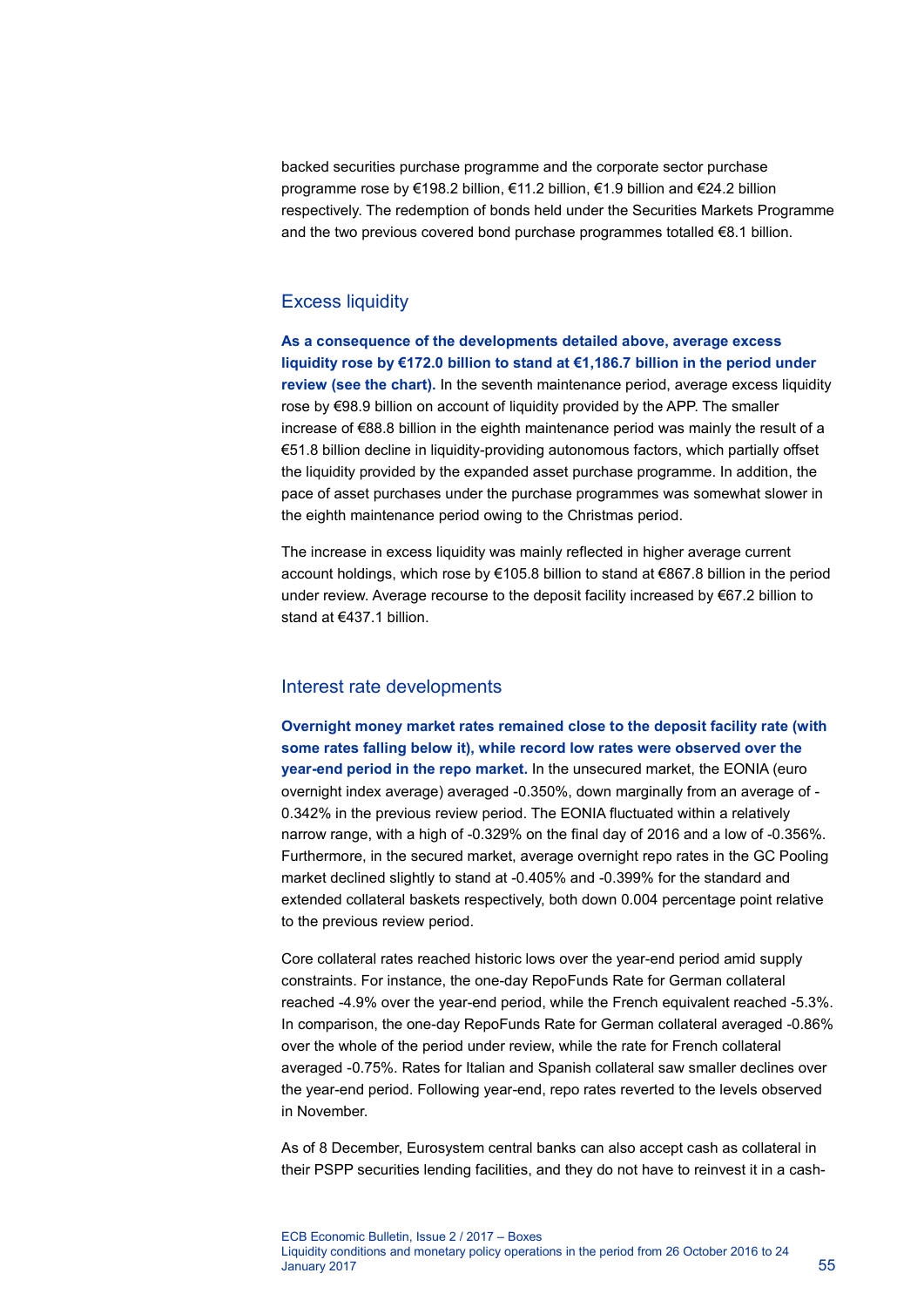backed securities purchase programme and the corporate sector purchase programme rose by €198.2 billion, €11.2 billion, €1.9 billion and €24.2 billion respectively. The redemption of bonds held under the Securities Markets Programme and the two previous covered bond purchase programmes totalled €8.1 billion.

## Excess liquidity

**As a consequence of the developments detailed above, average excess liquidity rose by €172.0 billion to stand at €1,186.7 billion in the period under review (see the chart).** In the seventh maintenance period, average excess liquidity rose by €98.9 billion on account of liquidity provided by the APP. The smaller increase of €88.8 billion in the eighth maintenance period was mainly the result of a €51.8 billion decline in liquidity-providing autonomous factors, which partially offset the liquidity provided by the expanded asset purchase programme. In addition, the pace of asset purchases under the purchase programmes was somewhat slower in the eighth maintenance period owing to the Christmas period.

The increase in excess liquidity was mainly reflected in higher average current account holdings, which rose by €105.8 billion to stand at €867.8 billion in the period under review. Average recourse to the deposit facility increased by €67.2 billion to stand at €437.1 billion.

## Interest rate developments

**Overnight money market rates remained close to the deposit facility rate (with some rates falling below it), while record low rates were observed over the year-end period in the repo market.** In the unsecured market, the EONIA (euro overnight index average) averaged -0.350%, down marginally from an average of -0.342% in the previous review period. The EONIA fluctuated within a relatively narrow range, with a high of -0.329% on the final day of 2016 and a low of -0.356%. Furthermore, in the secured market, average overnight repo rates in the GC Pooling market declined slightly to stand at -0.405% and -0.399% for the standard and extended collateral baskets respectively, both down 0.004 percentage point relative to the previous review period.

Core collateral rates reached historic lows over the year-end period amid supply constraints. For instance, the one-day RepoFunds Rate for German collateral reached -4.9% over the year-end period, while the French equivalent reached -5.3%. In comparison, the one-day RepoFunds Rate for German collateral averaged -0.86% over the whole of the period under review, while the rate for French collateral averaged -0.75%. Rates for Italian and Spanish collateral saw smaller declines over the year-end period. Following year-end, repo rates reverted to the levels observed in November.

As of 8 December, Eurosystem central banks can also accept cash as collateral in their PSPP securities lending facilities, and they do not have to reinvest it in a cash-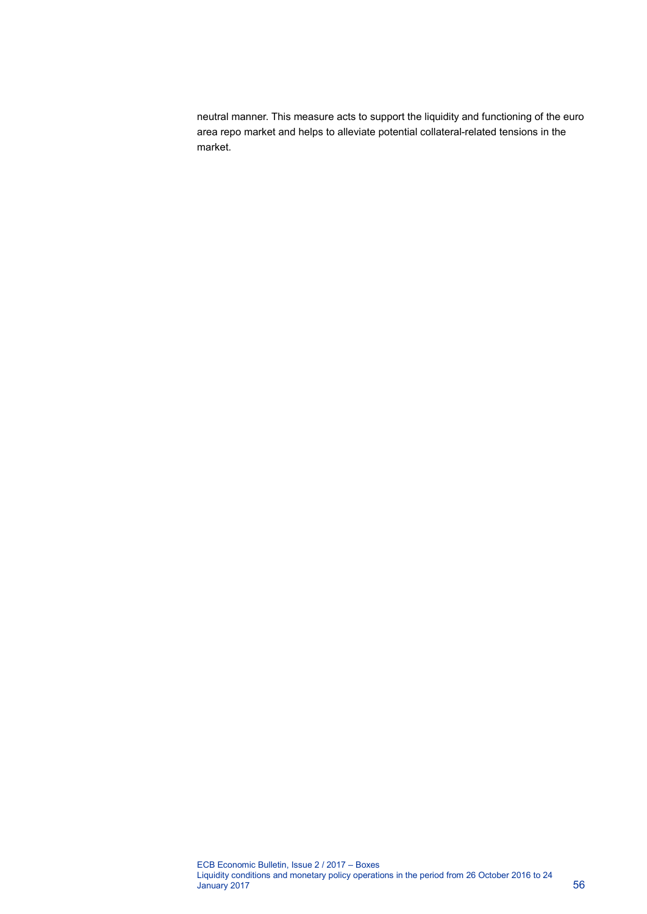neutral manner. This measure acts to support the liquidity and functioning of the euro area repo market and helps to alleviate potential collateral-related tensions in the market.